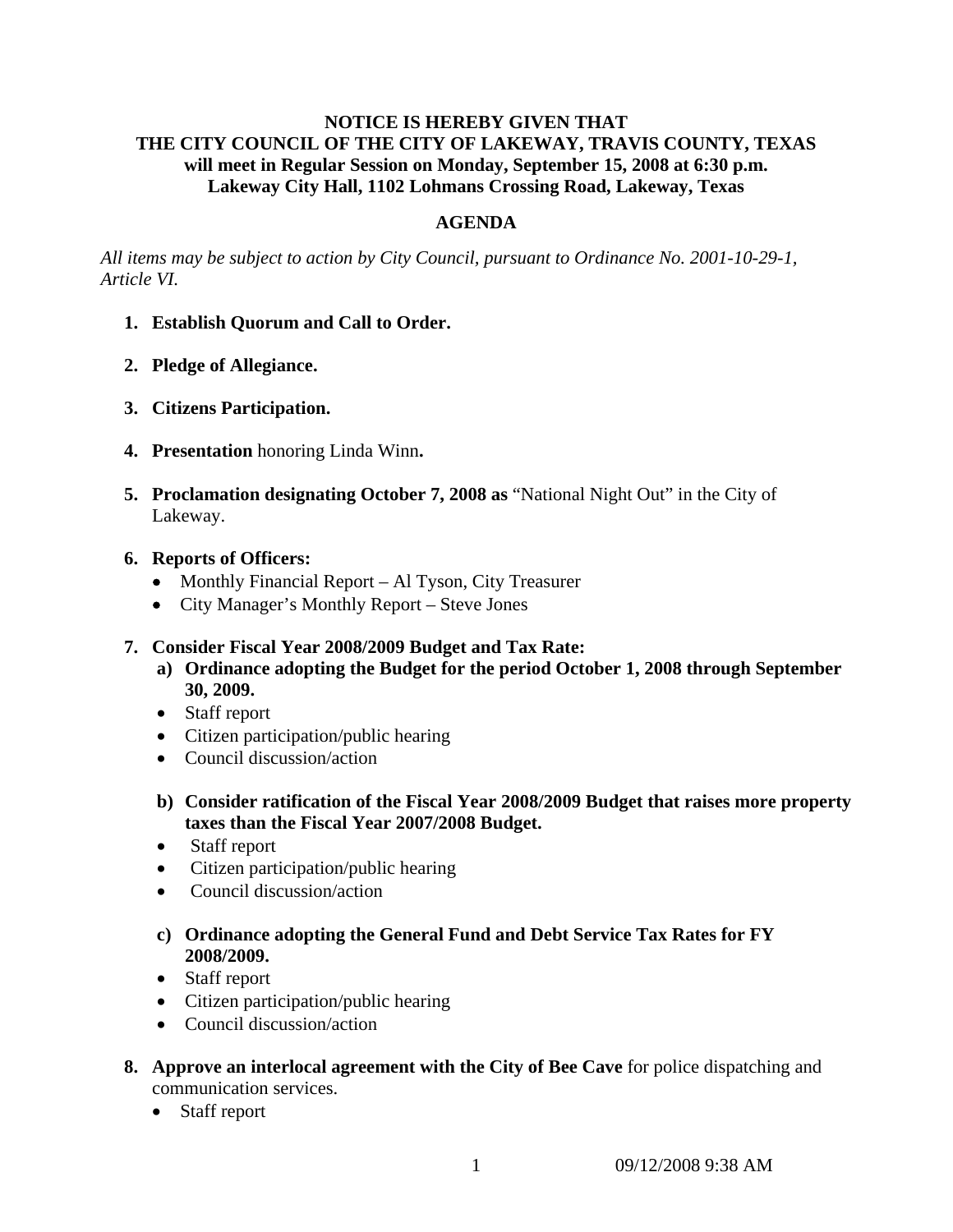**NOTICE IS HEREBY GIVEN THAT**
**THE CITY COUNCIL OF THE CITY OF LAKEWAY, TRAVIS COUNTY, TEXAS**
**will meet in Regular Session on Monday, September 15, 2008 at 6:30 p.m.**
**Lakeway City Hall, 1102 Lohmans Crossing Road, Lakeway, Texas**

## AGENDA

*All items may be subject to action by City Council, pursuant to Ordinance No. 2001-10-29-1, Article VI.*

1. **Establish Quorum and Call to Order.**

2. **Pledge of Allegiance.**

3. **Citizens Participation.**

4. **Presentation** honoring Linda Winn**.**

5. **Proclamation designating October 7, 2008 as** "National Night Out" in the City of Lakeway.

6. **Reports of Officers:**
   - Monthly Financial Report – Al Tyson, City Treasurer
   - City Manager's Monthly Report – Steve Jones

7. **Consider Fiscal Year 2008/2009 Budget and Tax Rate:**
   **a) Ordinance adopting the Budget for the period October 1, 2008 through September 30, 2009.**
   - Staff report
   - Citizen participation/public hearing
   - Council discussion/action

   **b) Consider ratification of the Fiscal Year 2008/2009 Budget that raises more property taxes than the Fiscal Year 2007/2008 Budget.**
   - Staff report
   - Citizen participation/public hearing
   - Council discussion/action

   **c) Ordinance adopting the General Fund and Debt Service Tax Rates for FY 2008/2009.**
   - Staff report
   - Citizen participation/public hearing
   - Council discussion/action

8. **Approve an interlocal agreement with the City of Bee Cave** for police dispatching and communication services.
   - Staff report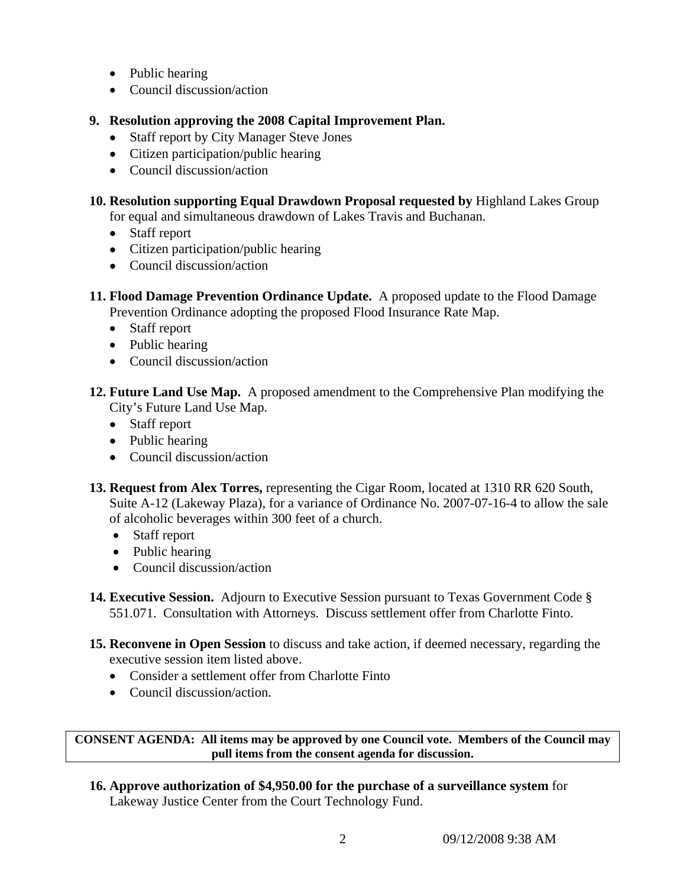- Public hearing
- Council discussion/action

9. **Resolution approving the 2008 Capital Improvement Plan.**
   - Staff report by City Manager Steve Jones
   - Citizen participation/public hearing
   - Council discussion/action

10. **Resolution supporting Equal Drawdown Proposal requested by** Highland Lakes Group for equal and simultaneous drawdown of Lakes Travis and Buchanan.
    - Staff report
    - Citizen participation/public hearing
    - Council discussion/action

11. **Flood Damage Prevention Ordinance Update.** A proposed update to the Flood Damage Prevention Ordinance adopting the proposed Flood Insurance Rate Map.
    - Staff report
    - Public hearing
    - Council discussion/action

12. **Future Land Use Map.** A proposed amendment to the Comprehensive Plan modifying the City's Future Land Use Map.
    - Staff report
    - Public hearing
    - Council discussion/action

13. **Request from Alex Torres,** representing the Cigar Room, located at 1310 RR 620 South, Suite A-12 (Lakeway Plaza), for a variance of Ordinance No. 2007-07-16-4 to allow the sale of alcoholic beverages within 300 feet of a church.
    - Staff report
    - Public hearing
    - Council discussion/action

14. **Executive Session.** Adjourn to Executive Session pursuant to Texas Government Code § 551.071. Consultation with Attorneys. Discuss settlement offer from Charlotte Finto.

15. **Reconvene in Open Session** to discuss and take action, if deemed necessary, regarding the executive session item listed above.
    - Consider a settlement offer from Charlotte Finto
    - Council discussion/action.

**CONSENT AGENDA: All items may be approved by one Council vote. Members of the Council may pull items from the consent agenda for discussion.**

16. **Approve authorization of $4,950.00 for the purchase of a surveillance system** for Lakeway Justice Center from the Court Technology Fund.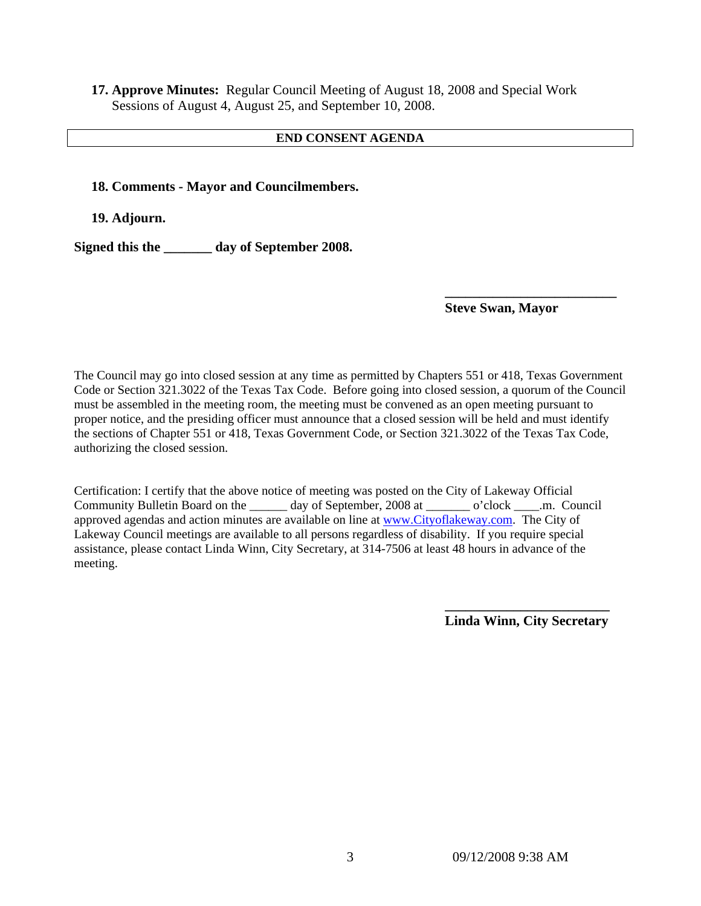**17. Approve Minutes:** Regular Council Meeting of August 18, 2008 and Special Work Sessions of August 4, August 25, and September 10, 2008.

**END CONSENT AGENDA**

**18. Comments - Mayor and Councilmembers.**

**19. Adjourn.**

**Signed this the _______ day of September 2008.**

**_________________________**

**Steve Swan, Mayor**

The Council may go into closed session at any time as permitted by Chapters 551 or 418, Texas Government Code or Section 321.3022 of the Texas Tax Code. Before going into closed session, a quorum of the Council must be assembled in the meeting room, the meeting must be convened as an open meeting pursuant to proper notice, and the presiding officer must announce that a closed session will be held and must identify the sections of Chapter 551 or 418, Texas Government Code, or Section 321.3022 of the Texas Tax Code, authorizing the closed session.

Certification: I certify that the above notice of meeting was posted on the City of Lakeway Official Community Bulletin Board on the ______ day of September, 2008 at _______ o'clock ____.m. Council approved agendas and action minutes are available on line at www.Cityoflakeway.com. The City of Lakeway Council meetings are available to all persons regardless of disability. If you require special assistance, please contact Linda Winn, City Secretary, at 314-7506 at least 48 hours in advance of the meeting.

**_________________________**

**Linda Winn, City Secretary**

09/12/2008 9:38 AM